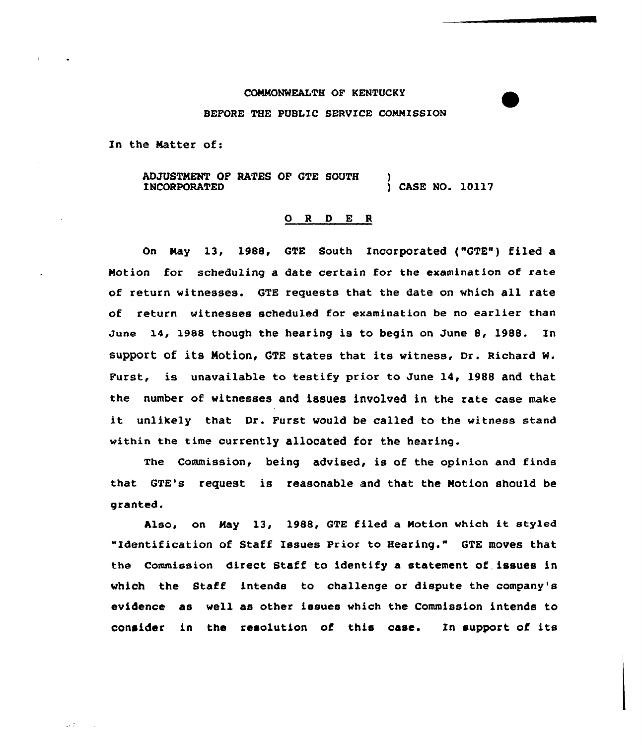COMMONWEALTH OF KENTUCKY

BEFORE THE PUBLIC SERVICE COMMISSION

In the Matter of:

ADJUSTMENT OF RATES OF GTE SOUTH INCORPORATED ) CASE NO. 10117

## O R D E R

On May 13, 1988, GTE South Incorporated ("GTE") filed a Motion for scheduling a date certain for the examination of rate of return witnesses. GTE requests that the date on which all rate of return witnesses scheduled for examination be no earlier than June 14, 1988 though the hearing is to begin on June 8, 1988. In support of its Motion, GTE states that its witness, Dr. Richard W. Furst, is unavailable to testify prior to June 14, 1988 and that the number of witnesses and issues involved in the rate case make it unlikely that Dr. Furst would be called to the witness stand within the time currently allocated for the hearing.

The Commission, being advised, is of the opinion and finds that GTE's request is reasonable and that the Motion should be granted.

Also, on May 13, 1988, GTE filed a Motion which it styled "Identification of Staff Issues Prior to Hearing." GTE moves that the Commission direct Staff to identify a statement of issues in which the Staff intends to challenge or dispute the company's evidence as well as other issues which the Commission intends to consider in the resolution of this case. In support of its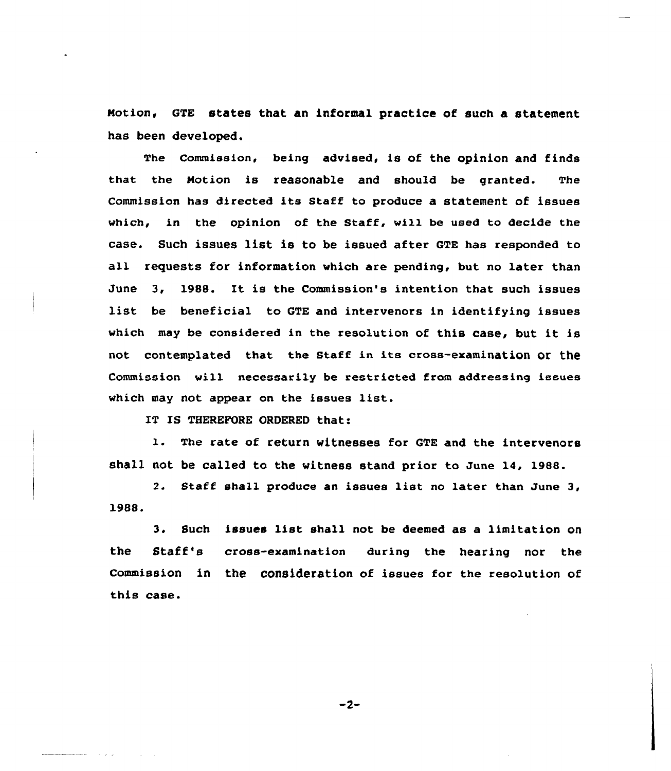Motion, GTE states that an informal practice of such a statement has been developed.

The Commission, being advised, is of the opinion and finds that the Motion is reasonable and should be granted. The Commission has directed its Staff to produce a statement of issues which, in the opinion of the Staff, will be used to decide the case. Such issues list is to be issued after GTE has responded to all requests for information which are pending, but no later than June 3, 1988. It is the Commission's intention that such issues list be beneficial to GTE and intervenors in identifying issues which may be considered in the resolution of this case, but it is not contemplated that the Staff in its cross-examination or the Commission will necessarily be restricted from addressing issues which may not appear on the issues list.

IT IS THEREFORE ORDERED that:

1. The rate of return witnesses for GTE and the intervenors shall not be called to the witness stand prior to June 14, 1988.

2. Staff shall produce an issues list no later than June 3, 1988.

3. Such issues list shall not be deemed as a limitation on the Staff's cross-examination during the hearing nor the Commission in the consideration of issues for the resolution of this case.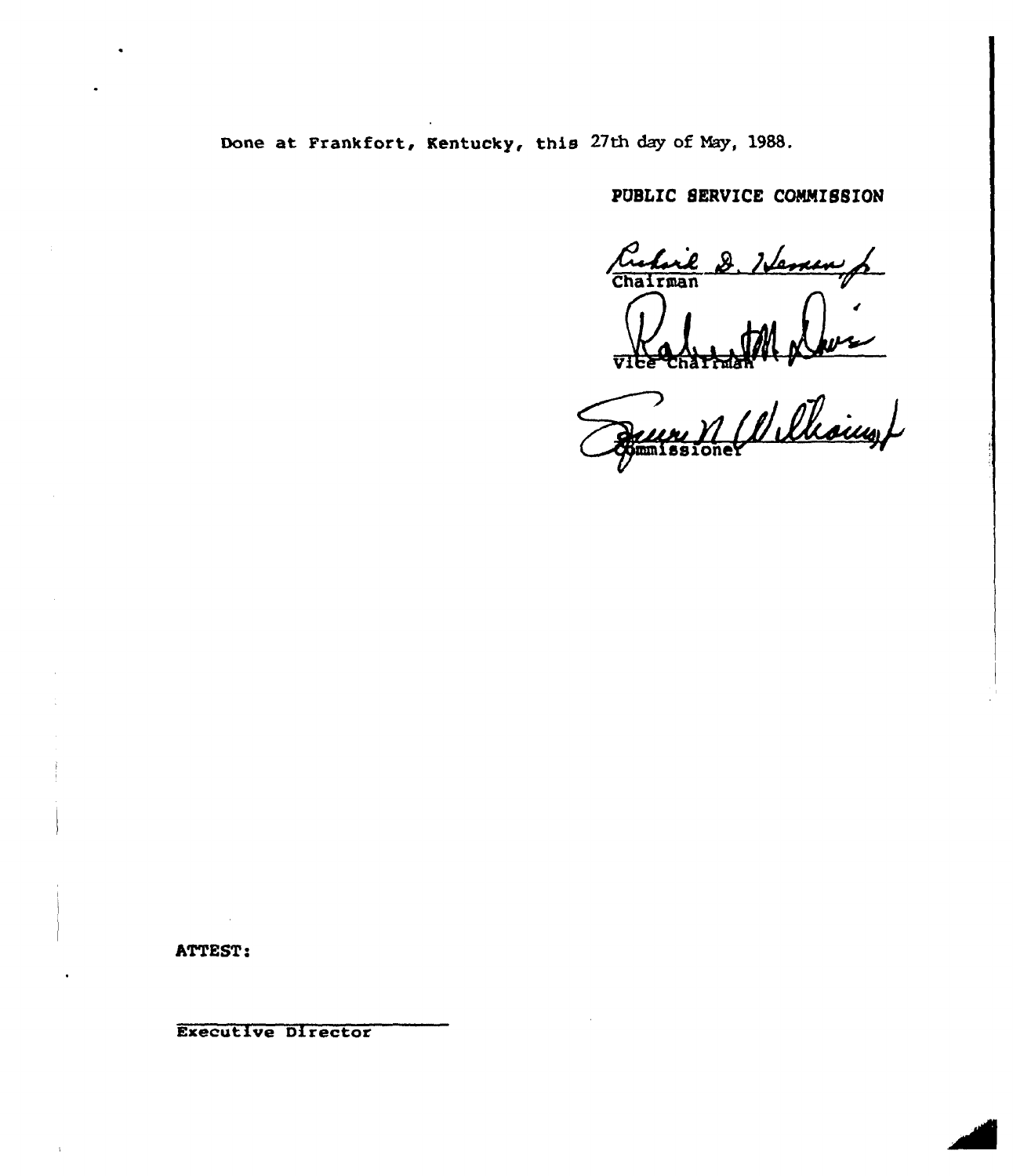Done at Frankfort, Kentucky, this 27th day of May, 1988.

PUBLIC SERVICE COMMISSION

Chairman

Vice Chairman

Commissioner

ATTEST:

Executive Director